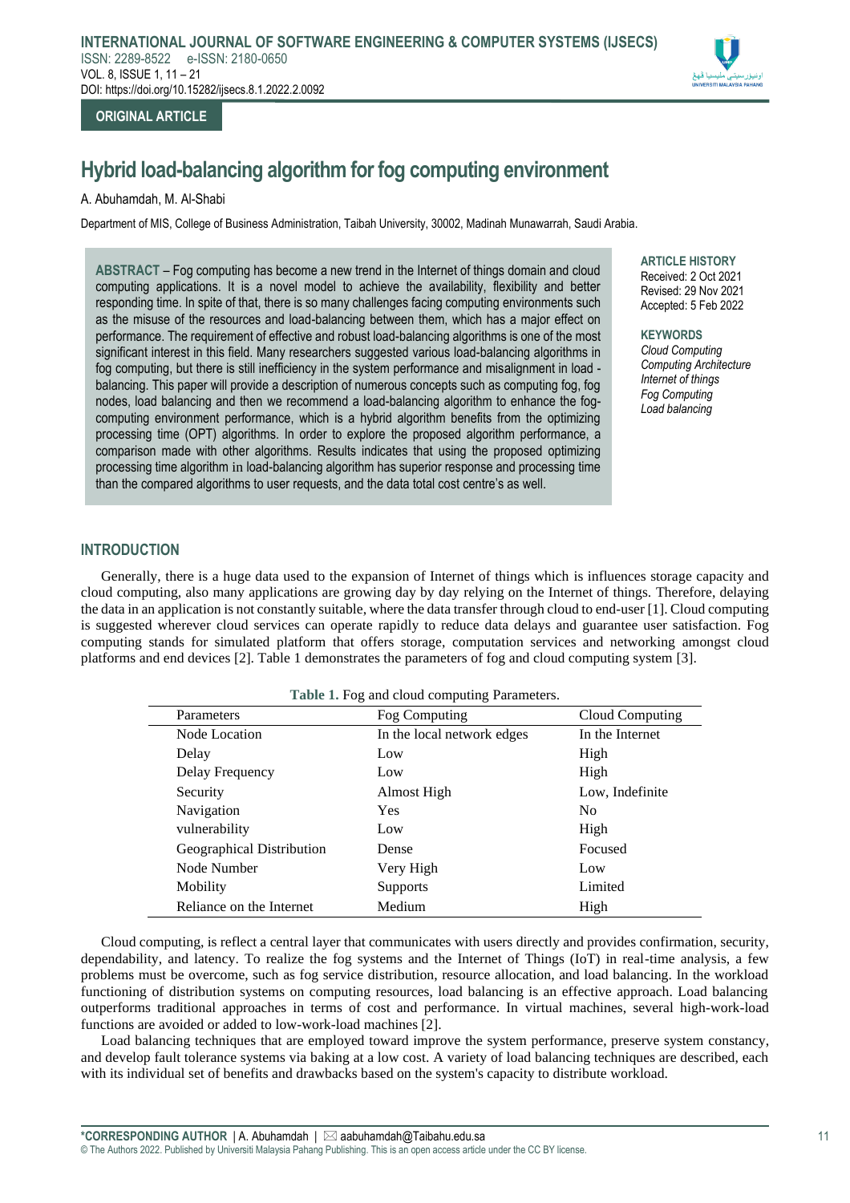ORIGINAL ARTICLE

# Hybrid load-balancing algorithm for fog computing environment

A. Abuhamdah, M. Al-Shabi

Department of MIS, College of Business Administration, Taibah University, 30002, Madinah Munawarrah, Saudi Arabia.

**ABSTRACT** – Fog computing has become a new trend in the Internet of things domain and cloud computing applications. It is a novel model to achieve the availability, flexibility and better responding time. In spite of that, there is so many challenges facing computing environments such as the misuse of the resources and load-balancing between them, which has a major effect on performance. The requirement of effective and robust load-balancing algorithms is one of the most significant interest in this field. Many researchers suggested various load-balancing algorithms in fog computing, but there is still inefficiency in the system performance and misalignment in load - balancing. This paper will provide a description of numerous concepts such as computing fog, fog nodes, load balancing and then we recommend a load-balancing algorithm to enhance the fog-computing environment performance, which is a hybrid algorithm benefits from the optimizing processing time (OPT) algorithms. In order to explore the proposed algorithm performance, a comparison made with other algorithms. Results indicates that using the proposed optimizing processing time algorithm in load-balancing algorithm has superior response and processing time than the compared algorithms to user requests, and the data total cost centre's as well.

**ARTICLE HISTORY**
Received: 2 Oct 2021
Revised: 29 Nov 2021
Accepted: 5 Feb 2022

**KEYWORDS**
*Cloud Computing*
*Computing Architecture*
*Internet of things*
*Fog Computing*
*Load balancing*

## INTRODUCTION

Generally, there is a huge data used to the expansion of Internet of things which is influences storage capacity and cloud computing, also many applications are growing day by day relying on the Internet of things. Therefore, delaying the data in an application is not constantly suitable, where the data transfer through cloud to end-user [1]. Cloud computing is suggested wherever cloud services can operate rapidly to reduce data delays and guarantee user satisfaction. Fog computing stands for simulated platform that offers storage, computation services and networking amongst cloud platforms and end devices [2]. Table 1 demonstrates the parameters of fog and cloud computing system [3].

**Table 1.** Fog and cloud computing Parameters.

| Parameters | Fog Computing | Cloud Computing |
|---|---|---|
| Node Location | In the local network edges | In the Internet |
| Delay | Low | High |
| Delay Frequency | Low | High |
| Security | Almost High | Low, Indefinite |
| Navigation | Yes | No |
| vulnerability | Low | High |
| Geographical Distribution | Dense | Focused |
| Node Number | Very High | Low |
| Mobility | Supports | Limited |
| Reliance on the Internet | Medium | High |

Cloud computing, is reflect a central layer that communicates with users directly and provides confirmation, security, dependability, and latency. To realize the fog systems and the Internet of Things (IoT) in real-time analysis, a few problems must be overcome, such as fog service distribution, resource allocation, and load balancing. In the workload functioning of distribution systems on computing resources, load balancing is an effective approach. Load balancing outperforms traditional approaches in terms of cost and performance. In virtual machines, several high-work-load functions are avoided or added to low-work-load machines [2].

Load balancing techniques that are employed toward improve the system performance, preserve system constancy, and develop fault tolerance systems via baking at a low cost. A variety of load balancing techniques are described, each with its individual set of benefits and drawbacks based on the system's capacity to distribute workload.

\*CORRESPONDING AUTHOR | A. Abuhamdah | aabuhamdah@Taibahu.edu.sa
© The Authors 2022. Published by Universiti Malaysia Pahang Publishing. This is an open access article under the CC BY license.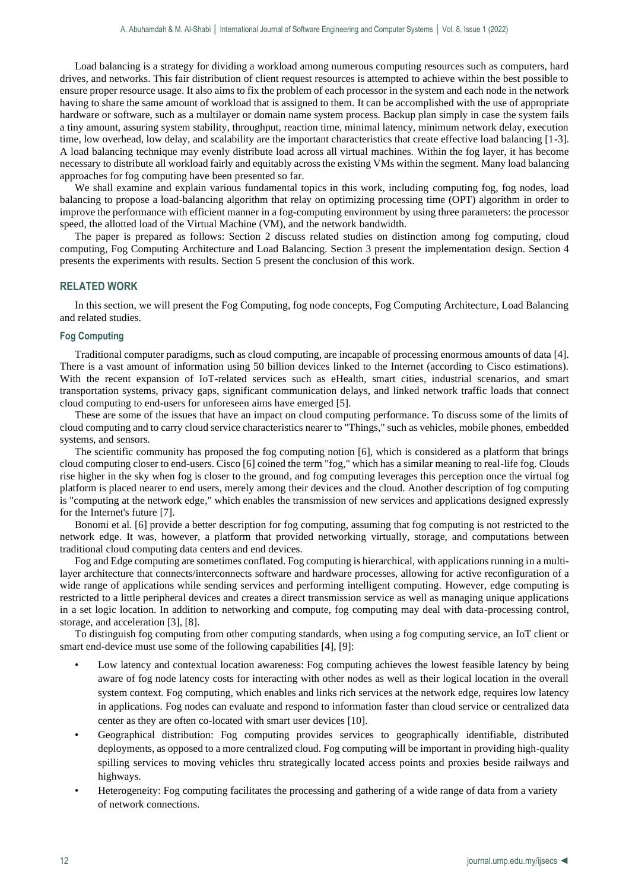Load balancing is a strategy for dividing a workload among numerous computing resources such as computers, hard drives, and networks. This fair distribution of client request resources is attempted to achieve within the best possible to ensure proper resource usage. It also aims to fix the problem of each processor in the system and each node in the network having to share the same amount of workload that is assigned to them. It can be accomplished with the use of appropriate hardware or software, such as a multilayer or domain name system process. Backup plan simply in case the system fails a tiny amount, assuring system stability, throughput, reaction time, minimal latency, minimum network delay, execution time, low overhead, low delay, and scalability are the important characteristics that create effective load balancing [1-3]. A load balancing technique may evenly distribute load across all virtual machines. Within the fog layer, it has become necessary to distribute all workload fairly and equitably across the existing VMs within the segment. Many load balancing approaches for fog computing have been presented so far.

We shall examine and explain various fundamental topics in this work, including computing fog, fog nodes, load balancing to propose a load-balancing algorithm that relay on optimizing processing time (OPT) algorithm in order to improve the performance with efficient manner in a fog-computing environment by using three parameters: the processor speed, the allotted load of the Virtual Machine (VM), and the network bandwidth.

The paper is prepared as follows: Section 2 discuss related studies on distinction among fog computing, cloud computing, Fog Computing Architecture and Load Balancing. Section 3 present the implementation design. Section 4 presents the experiments with results. Section 5 present the conclusion of this work.

## RELATED WORK

In this section, we will present the Fog Computing, fog node concepts, Fog Computing Architecture, Load Balancing and related studies.

### Fog Computing

Traditional computer paradigms, such as cloud computing, are incapable of processing enormous amounts of data [4]. There is a vast amount of information using 50 billion devices linked to the Internet (according to Cisco estimations). With the recent expansion of IoT-related services such as eHealth, smart cities, industrial scenarios, and smart transportation systems, privacy gaps, significant communication delays, and linked network traffic loads that connect cloud computing to end-users for unforeseen aims have emerged [5].

These are some of the issues that have an impact on cloud computing performance. To discuss some of the limits of cloud computing and to carry cloud service characteristics nearer to "Things," such as vehicles, mobile phones, embedded systems, and sensors.

The scientific community has proposed the fog computing notion [6], which is considered as a platform that brings cloud computing closer to end-users. Cisco [6] coined the term "fog," which has a similar meaning to real-life fog. Clouds rise higher in the sky when fog is closer to the ground, and fog computing leverages this perception once the virtual fog platform is placed nearer to end users, merely among their devices and the cloud. Another description of fog computing is "computing at the network edge," which enables the transmission of new services and applications designed expressly for the Internet's future [7].

Bonomi et al. [6] provide a better description for fog computing, assuming that fog computing is not restricted to the network edge. It was, however, a platform that provided networking virtually, storage, and computations between traditional cloud computing data centers and end devices.

Fog and Edge computing are sometimes conflated. Fog computing is hierarchical, with applications running in a multi-layer architecture that connects/interconnects software and hardware processes, allowing for active reconfiguration of a wide range of applications while sending services and performing intelligent computing. However, edge computing is restricted to a little peripheral devices and creates a direct transmission service as well as managing unique applications in a set logic location. In addition to networking and compute, fog computing may deal with data-processing control, storage, and acceleration [3], [8].

To distinguish fog computing from other computing standards, when using a fog computing service, an IoT client or smart end-device must use some of the following capabilities [4], [9]:

- Low latency and contextual location awareness: Fog computing achieves the lowest feasible latency by being aware of fog node latency costs for interacting with other nodes as well as their logical location in the overall system context. Fog computing, which enables and links rich services at the network edge, requires low latency in applications. Fog nodes can evaluate and respond to information faster than cloud service or centralized data center as they are often co-located with smart user devices [10].
- Geographical distribution: Fog computing provides services to geographically identifiable, distributed deployments, as opposed to a more centralized cloud. Fog computing will be important in providing high-quality spilling services to moving vehicles thru strategically located access points and proxies beside railways and highways.
- Heterogeneity: Fog computing facilitates the processing and gathering of a wide range of data from a variety of network connections.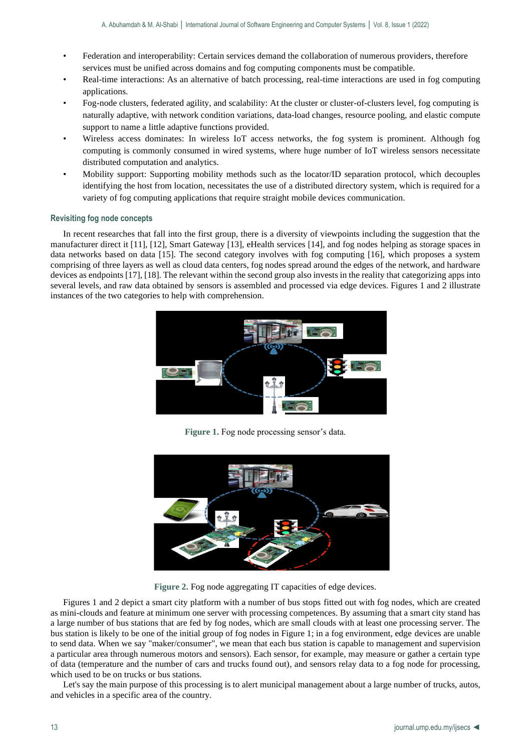- Federation and interoperability: Certain services demand the collaboration of numerous providers, therefore services must be unified across domains and fog computing components must be compatible.
- Real-time interactions: As an alternative of batch processing, real-time interactions are used in fog computing applications.
- Fog-node clusters, federated agility, and scalability: At the cluster or cluster-of-clusters level, fog computing is naturally adaptive, with network condition variations, data-load changes, resource pooling, and elastic compute support to name a little adaptive functions provided.
- Wireless access dominates: In wireless IoT access networks, the fog system is prominent. Although fog computing is commonly consumed in wired systems, where huge number of IoT wireless sensors necessitate distributed computation and analytics.
- Mobility support: Supporting mobility methods such as the locator/ID separation protocol, which decouples identifying the host from location, necessitates the use of a distributed directory system, which is required for a variety of fog computing applications that require straight mobile devices communication.

### Revisiting fog node concepts

In recent researches that fall into the first group, there is a diversity of viewpoints including the suggestion that the manufacturer direct it [11], [12], Smart Gateway [13], eHealth services [14], and fog nodes helping as storage spaces in data networks based on data [15]. The second category involves with fog computing [16], which proposes a system comprising of three layers as well as cloud data centers, fog nodes spread around the edges of the network, and hardware devices as endpoints [17], [18]. The relevant within the second group also invests in the reality that categorizing apps into several levels, and raw data obtained by sensors is assembled and processed via edge devices. Figures 1 and 2 illustrate instances of the two categories to help with comprehension.

**Figure 1.** Fog node processing sensor's data.

**Figure 2.** Fog node aggregating IT capacities of edge devices.

Figures 1 and 2 depict a smart city platform with a number of bus stops fitted out with fog nodes, which are created as mini-clouds and feature at minimum one server with processing competences. By assuming that a smart city stand has a large number of bus stations that are fed by fog nodes, which are small clouds with at least one processing server. The bus station is likely to be one of the initial group of fog nodes in Figure 1; in a fog environment, edge devices are unable to send data. When we say "maker/consumer", we mean that each bus station is capable to management and supervision a particular area through numerous motors and sensors). Each sensor, for example, may measure or gather a certain type of data (temperature and the number of cars and trucks found out), and sensors relay data to a fog node for processing, which used to be on trucks or bus stations.

Let's say the main purpose of this processing is to alert municipal management about a large number of trucks, autos, and vehicles in a specific area of the country.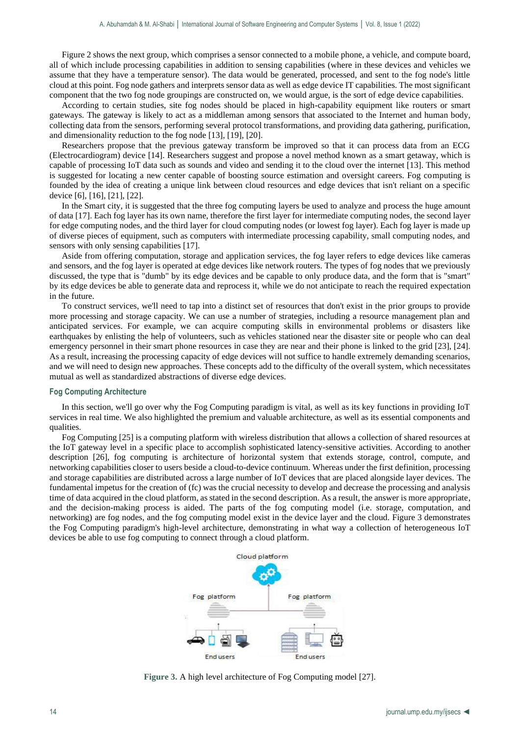Figure 2 shows the next group, which comprises a sensor connected to a mobile phone, a vehicle, and compute board, all of which include processing capabilities in addition to sensing capabilities (where in these devices and vehicles we assume that they have a temperature sensor). The data would be generated, processed, and sent to the fog node's little cloud at this point. Fog node gathers and interprets sensor data as well as edge device IT capabilities. The most significant component that the two fog node groupings are constructed on, we would argue, is the sort of edge device capabilities.

According to certain studies, site fog nodes should be placed in high-capability equipment like routers or smart gateways. The gateway is likely to act as a middleman among sensors that associated to the Internet and human body, collecting data from the sensors, performing several protocol transformations, and providing data gathering, purification, and dimensionality reduction to the fog node [13], [19], [20].

Researchers propose that the previous gateway transform be improved so that it can process data from an ECG (Electrocardiogram) device [14]. Researchers suggest and propose a novel method known as a smart getaway, which is capable of processing IoT data such as sounds and video and sending it to the cloud over the internet [13]. This method is suggested for locating a new center capable of boosting source estimation and oversight careers. Fog computing is founded by the idea of creating a unique link between cloud resources and edge devices that isn't reliant on a specific device [6], [16], [21], [22].

In the Smart city, it is suggested that the three fog computing layers be used to analyze and process the huge amount of data [17]. Each fog layer has its own name, therefore the first layer for intermediate computing nodes, the second layer for edge computing nodes, and the third layer for cloud computing nodes (or lowest fog layer). Each fog layer is made up of diverse pieces of equipment, such as computers with intermediate processing capability, small computing nodes, and sensors with only sensing capabilities [17].

Aside from offering computation, storage and application services, the fog layer refers to edge devices like cameras and sensors, and the fog layer is operated at edge devices like network routers. The types of fog nodes that we previously discussed, the type that is "dumb" by its edge devices and be capable to only produce data, and the form that is "smart" by its edge devices be able to generate data and reprocess it, while we do not anticipate to reach the required expectation in the future.

To construct services, we'll need to tap into a distinct set of resources that don't exist in the prior groups to provide more processing and storage capacity. We can use a number of strategies, including a resource management plan and anticipated services. For example, we can acquire computing skills in environmental problems or disasters like earthquakes by enlisting the help of volunteers, such as vehicles stationed near the disaster site or people who can deal emergency personnel in their smart phone resources in case they are near and their phone is linked to the grid [23], [24]. As a result, increasing the processing capacity of edge devices will not suffice to handle extremely demanding scenarios, and we will need to design new approaches. These concepts add to the difficulty of the overall system, which necessitates mutual as well as standardized abstractions of diverse edge devices.

### Fog Computing Architecture

In this section, we'll go over why the Fog Computing paradigm is vital, as well as its key functions in providing IoT services in real time. We also highlighted the premium and valuable architecture, as well as its essential components and qualities.

Fog Computing [25] is a computing platform with wireless distribution that allows a collection of shared resources at the IoT gateway level in a specific place to accomplish sophisticated latency-sensitive activities. According to another description [26], fog computing is architecture of horizontal system that extends storage, control, compute, and networking capabilities closer to users beside a cloud-to-device continuum. Whereas under the first definition, processing and storage capabilities are distributed across a large number of IoT devices that are placed alongside layer devices. The fundamental impetus for the creation of (fc) was the crucial necessity to develop and decrease the processing and analysis time of data acquired in the cloud platform, as stated in the second description. As a result, the answer is more appropriate, and the decision-making process is aided. The parts of the fog computing model (i.e. storage, computation, and networking) are fog nodes, and the fog computing model exist in the device layer and the cloud. Figure 3 demonstrates the Fog Computing paradigm's high-level architecture, demonstrating in what way a collection of heterogeneous IoT devices be able to use fog computing to connect through a cloud platform.

**Figure 3.** A high level architecture of Fog Computing model [27].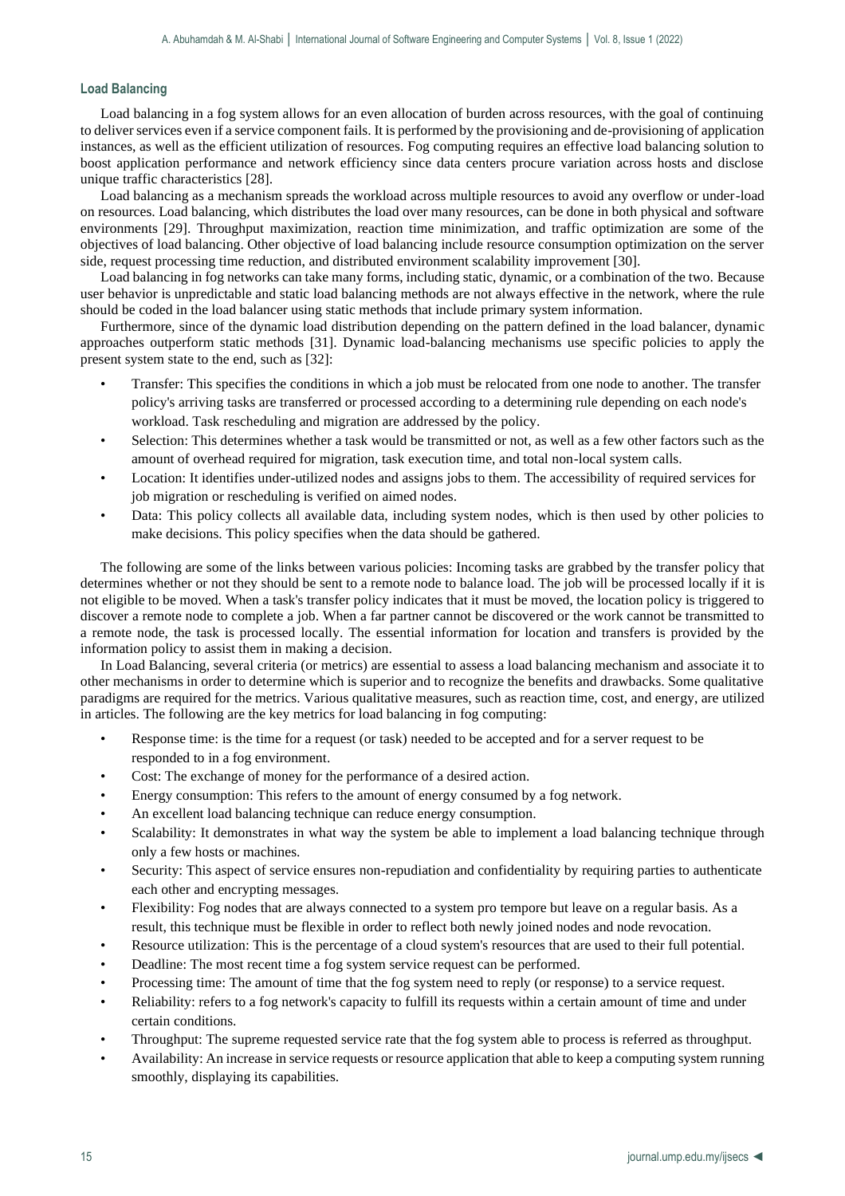### Load Balancing

Load balancing in a fog system allows for an even allocation of burden across resources, with the goal of continuing to deliver services even if a service component fails. It is performed by the provisioning and de-provisioning of application instances, as well as the efficient utilization of resources. Fog computing requires an effective load balancing solution to boost application performance and network efficiency since data centers procure variation across hosts and disclose unique traffic characteristics [28].

Load balancing as a mechanism spreads the workload across multiple resources to avoid any overflow or under-load on resources. Load balancing, which distributes the load over many resources, can be done in both physical and software environments [29]. Throughput maximization, reaction time minimization, and traffic optimization are some of the objectives of load balancing. Other objective of load balancing include resource consumption optimization on the server side, request processing time reduction, and distributed environment scalability improvement [30].

Load balancing in fog networks can take many forms, including static, dynamic, or a combination of the two. Because user behavior is unpredictable and static load balancing methods are not always effective in the network, where the rule should be coded in the load balancer using static methods that include primary system information.

Furthermore, since of the dynamic load distribution depending on the pattern defined in the load balancer, dynamic approaches outperform static methods [31]. Dynamic load-balancing mechanisms use specific policies to apply the present system state to the end, such as [32]:

- Transfer: This specifies the conditions in which a job must be relocated from one node to another. The transfer policy's arriving tasks are transferred or processed according to a determining rule depending on each node's workload. Task rescheduling and migration are addressed by the policy.
- Selection: This determines whether a task would be transmitted or not, as well as a few other factors such as the amount of overhead required for migration, task execution time, and total non-local system calls.
- Location: It identifies under-utilized nodes and assigns jobs to them. The accessibility of required services for job migration or rescheduling is verified on aimed nodes.
- Data: This policy collects all available data, including system nodes, which is then used by other policies to make decisions. This policy specifies when the data should be gathered.

The following are some of the links between various policies: Incoming tasks are grabbed by the transfer policy that determines whether or not they should be sent to a remote node to balance load. The job will be processed locally if it is not eligible to be moved. When a task's transfer policy indicates that it must be moved, the location policy is triggered to discover a remote node to complete a job. When a far partner cannot be discovered or the work cannot be transmitted to a remote node, the task is processed locally. The essential information for location and transfers is provided by the information policy to assist them in making a decision.

In Load Balancing, several criteria (or metrics) are essential to assess a load balancing mechanism and associate it to other mechanisms in order to determine which is superior and to recognize the benefits and drawbacks. Some qualitative paradigms are required for the metrics. Various qualitative measures, such as reaction time, cost, and energy, are utilized in articles. The following are the key metrics for load balancing in fog computing:

- Response time: is the time for a request (or task) needed to be accepted and for a server request to be responded to in a fog environment.
- Cost: The exchange of money for the performance of a desired action.
- Energy consumption: This refers to the amount of energy consumed by a fog network.
- An excellent load balancing technique can reduce energy consumption.
- Scalability: It demonstrates in what way the system be able to implement a load balancing technique through only a few hosts or machines.
- Security: This aspect of service ensures non-repudiation and confidentiality by requiring parties to authenticate each other and encrypting messages.
- Flexibility: Fog nodes that are always connected to a system pro tempore but leave on a regular basis. As a result, this technique must be flexible in order to reflect both newly joined nodes and node revocation.
- Resource utilization: This is the percentage of a cloud system's resources that are used to their full potential.
- Deadline: The most recent time a fog system service request can be performed.
- Processing time: The amount of time that the fog system need to reply (or response) to a service request.
- Reliability: refers to a fog network's capacity to fulfill its requests within a certain amount of time and under certain conditions.
- Throughput: The supreme requested service rate that the fog system able to process is referred as throughput.
- Availability: An increase in service requests or resource application that able to keep a computing system running smoothly, displaying its capabilities.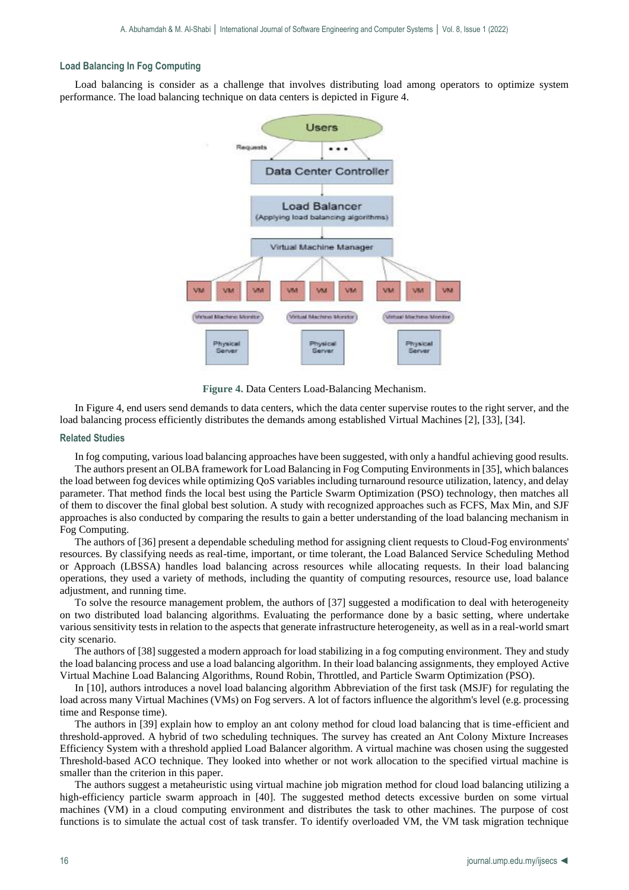### Load Balancing In Fog Computing

Load balancing is consider as a challenge that involves distributing load among operators to optimize system performance. The load balancing technique on data centers is depicted in Figure 4.

**Figure 4.** Data Centers Load-Balancing Mechanism.

In Figure 4, end users send demands to data centers, which the data center supervise routes to the right server, and the load balancing process efficiently distributes the demands among established Virtual Machines [2], [33], [34].

### Related Studies

In fog computing, various load balancing approaches have been suggested, with only a handful achieving good results.

The authors present an OLBA framework for Load Balancing in Fog Computing Environments in [35], which balances the load between fog devices while optimizing QoS variables including turnaround resource utilization, latency, and delay parameter. That method finds the local best using the Particle Swarm Optimization (PSO) technology, then matches all of them to discover the final global best solution. A study with recognized approaches such as FCFS, Max Min, and SJF approaches is also conducted by comparing the results to gain a better understanding of the load balancing mechanism in Fog Computing.

The authors of [36] present a dependable scheduling method for assigning client requests to Cloud-Fog environments' resources. By classifying needs as real-time, important, or time tolerant, the Load Balanced Service Scheduling Method or Approach (LBSSA) handles load balancing across resources while allocating requests. In their load balancing operations, they used a variety of methods, including the quantity of computing resources, resource use, load balance adjustment, and running time.

To solve the resource management problem, the authors of [37] suggested a modification to deal with heterogeneity on two distributed load balancing algorithms. Evaluating the performance done by a basic setting, where undertake various sensitivity tests in relation to the aspects that generate infrastructure heterogeneity, as well as in a real-world smart city scenario.

The authors of [38] suggested a modern approach for load stabilizing in a fog computing environment. They and study the load balancing process and use a load balancing algorithm. In their load balancing assignments, they employed Active Virtual Machine Load Balancing Algorithms, Round Robin, Throttled, and Particle Swarm Optimization (PSO).

In [10], authors introduces a novel load balancing algorithm Abbreviation of the first task (MSJF) for regulating the load across many Virtual Machines (VMs) on Fog servers. A lot of factors influence the algorithm's level (e.g. processing time and Response time).

The authors in [39] explain how to employ an ant colony method for cloud load balancing that is time-efficient and threshold-approved. A hybrid of two scheduling techniques. The survey has created an Ant Colony Mixture Increases Efficiency System with a threshold applied Load Balancer algorithm. A virtual machine was chosen using the suggested Threshold-based ACO technique. They looked into whether or not work allocation to the specified virtual machine is smaller than the criterion in this paper.

The authors suggest a metaheuristic using virtual machine job migration method for cloud load balancing utilizing a high-efficiency particle swarm approach in [40]. The suggested method detects excessive burden on some virtual machines (VM) in a cloud computing environment and distributes the task to other machines. The purpose of cost functions is to simulate the actual cost of task transfer. To identify overloaded VM, the VM task migration technique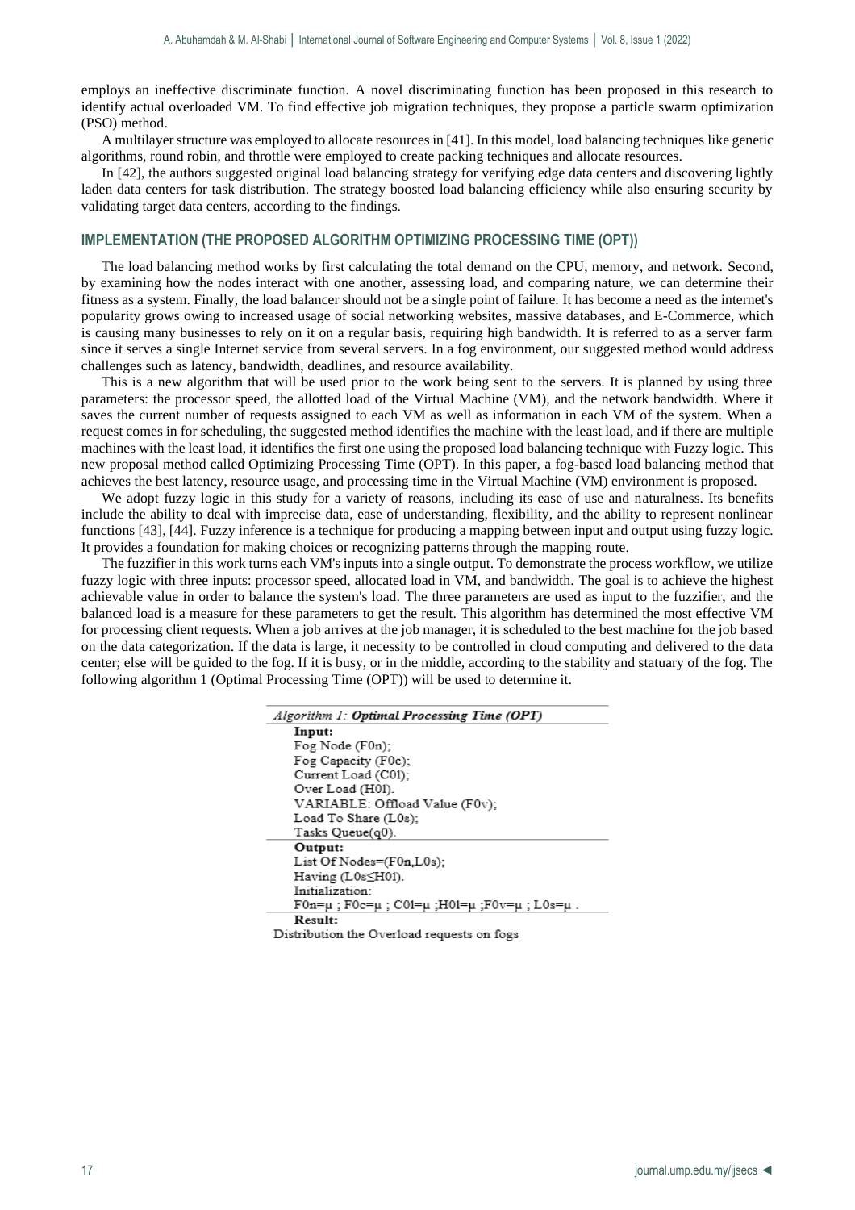employs an ineffective discriminate function. A novel discriminating function has been proposed in this research to identify actual overloaded VM. To find effective job migration techniques, they propose a particle swarm optimization (PSO) method.

A multilayer structure was employed to allocate resources in [41]. In this model, load balancing techniques like genetic algorithms, round robin, and throttle were employed to create packing techniques and allocate resources.

In [42], the authors suggested original load balancing strategy for verifying edge data centers and discovering lightly laden data centers for task distribution. The strategy boosted load balancing efficiency while also ensuring security by validating target data centers, according to the findings.

## IMPLEMENTATION (THE PROPOSED ALGORITHM OPTIMIZING PROCESSING TIME (OPT))

The load balancing method works by first calculating the total demand on the CPU, memory, and network. Second, by examining how the nodes interact with one another, assessing load, and comparing nature, we can determine their fitness as a system. Finally, the load balancer should not be a single point of failure. It has become a need as the internet's popularity grows owing to increased usage of social networking websites, massive databases, and E-Commerce, which is causing many businesses to rely on it on a regular basis, requiring high bandwidth. It is referred to as a server farm since it serves a single Internet service from several servers. In a fog environment, our suggested method would address challenges such as latency, bandwidth, deadlines, and resource availability.

This is a new algorithm that will be used prior to the work being sent to the servers. It is planned by using three parameters: the processor speed, the allotted load of the Virtual Machine (VM), and the network bandwidth. Where it saves the current number of requests assigned to each VM as well as information in each VM of the system. When a request comes in for scheduling, the suggested method identifies the machine with the least load, and if there are multiple machines with the least load, it identifies the first one using the proposed load balancing technique with Fuzzy logic. This new proposal method called Optimizing Processing Time (OPT). In this paper, a fog-based load balancing method that achieves the best latency, resource usage, and processing time in the Virtual Machine (VM) environment is proposed.

We adopt fuzzy logic in this study for a variety of reasons, including its ease of use and naturalness. Its benefits include the ability to deal with imprecise data, ease of understanding, flexibility, and the ability to represent nonlinear functions [43], [44]. Fuzzy inference is a technique for producing a mapping between input and output using fuzzy logic. It provides a foundation for making choices or recognizing patterns through the mapping route.

The fuzzifier in this work turns each VM's inputs into a single output. To demonstrate the process workflow, we utilize fuzzy logic with three inputs: processor speed, allocated load in VM, and bandwidth. The goal is to achieve the highest achievable value in order to balance the system's load. The three parameters are used as input to the fuzzifier, and the balanced load is a measure for these parameters to get the result. This algorithm has determined the most effective VM for processing client requests. When a job arrives at the job manager, it is scheduled to the best machine for the job based on the data categorization. If the data is large, it necessity to be controlled in cloud computing and delivered to the data center; else will be guided to the fog. If it is busy, or in the middle, according to the stability and statuary of the fog. The following algorithm 1 (Optimal Processing Time (OPT)) will be used to determine it.

*Algorithm 1:* ***Optimal Processing Time (OPT)***

**Input:**
Fog Node (F0n);
Fog Capacity (F0c);
Current Load (C01);
Over Load (H01).
VARIABLE: Offload Value (F0v);
Load To Share (L0s);
Tasks Queue(q0).

**Output:**
List Of Nodes=(F0n,L0s);
Having (L0s≤H01).
Initialization:
F0n=μ ; F0c=μ ; C01=μ ;H01=μ ;F0v=μ ; L0s=μ .

**Result:**
Distribution the Overload requests on fogs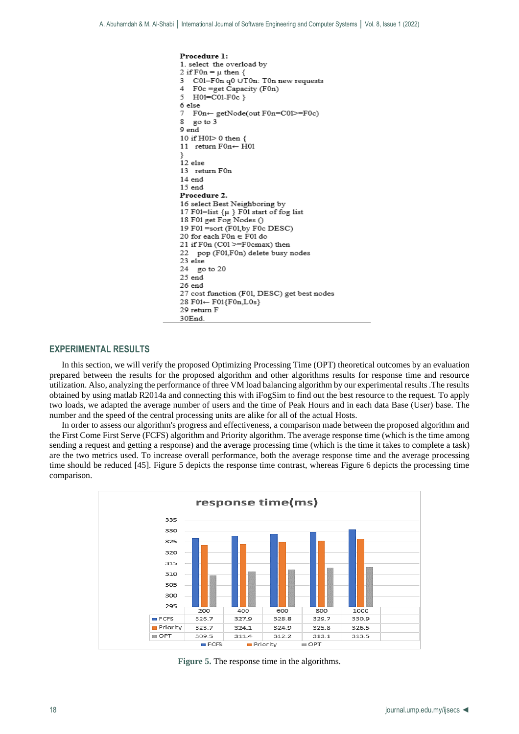```
Procedure 1:
1. select  the overload by
2 if F0n = μ then {
3    C01=F0n q0 ∪T0n: T0n new requests
4    F0c =get Capacity (F0n)
5    H01=C01-F0c }
6 else
7    F0n← getNode(out F0n=C01>=F0c)
8    go to 3
9 end
10 if H01> 0 then {
11   return F0n← H01
}
12 else
13   return F0n
14 end
15 end
Procedure 2.
16 select Best Neighboring by
17 F01=list {μ } F01 start of fog list
18 F01 get Fog Nodes ()
19 F01 =sort (F01,by F0c DESC)
20 for each F0n ∈ F01 do
21 if F0n (C01 >=F0cmax) then
22    pop (F01,F0n) delete busy nodes
23 else
24    go to 20
25 end
26 end
27 cost function (F01, DESC) get best nodes
28 F01← F01{F0n,L0s}
29 return F
30End.
```

## EXPERIMENTAL RESULTS

In this section, we will verify the proposed Optimizing Processing Time (OPT) theoretical outcomes by an evaluation prepared between the results for the proposed algorithm and other algorithms results for response time and resource utilization. Also, analyzing the performance of three VM load balancing algorithm by our experimental results .The results obtained by using matlab R2014a and connecting this with iFogSim to find out the best resource to the request. To apply two loads, we adapted the average number of users and the time of Peak Hours and in each data Base (User) base. The number and the speed of the central processing units are alike for all of the actual Hosts.

In order to assess our algorithm's progress and effectiveness, a comparison made between the proposed algorithm and the First Come First Serve (FCFS) algorithm and Priority algorithm. The average response time (which is the time among sending a request and getting a response) and the average processing time (which is the time it takes to complete a task) are the two metrics used. To increase overall performance, both the average response time and the average processing time should be reduced [45]. Figure 5 depicts the response time contrast, whereas Figure 6 depicts the processing time comparison.

**response time(ms)**

| | 200 | 400 | 600 | 800 | 1000 |
|---|---|---|---|---|---|
| FCFS | 326.7 | 327.9 | 328.8 | 329.7 | 330.9 |
| Priority | 323.7 | 324.1 | 324.9 | 325.8 | 326.5 |
| OPT | 309.5 | 311.4 | 312.2 | 313.1 | 313.5 |

**Figure 5.** The response time in the algorithms.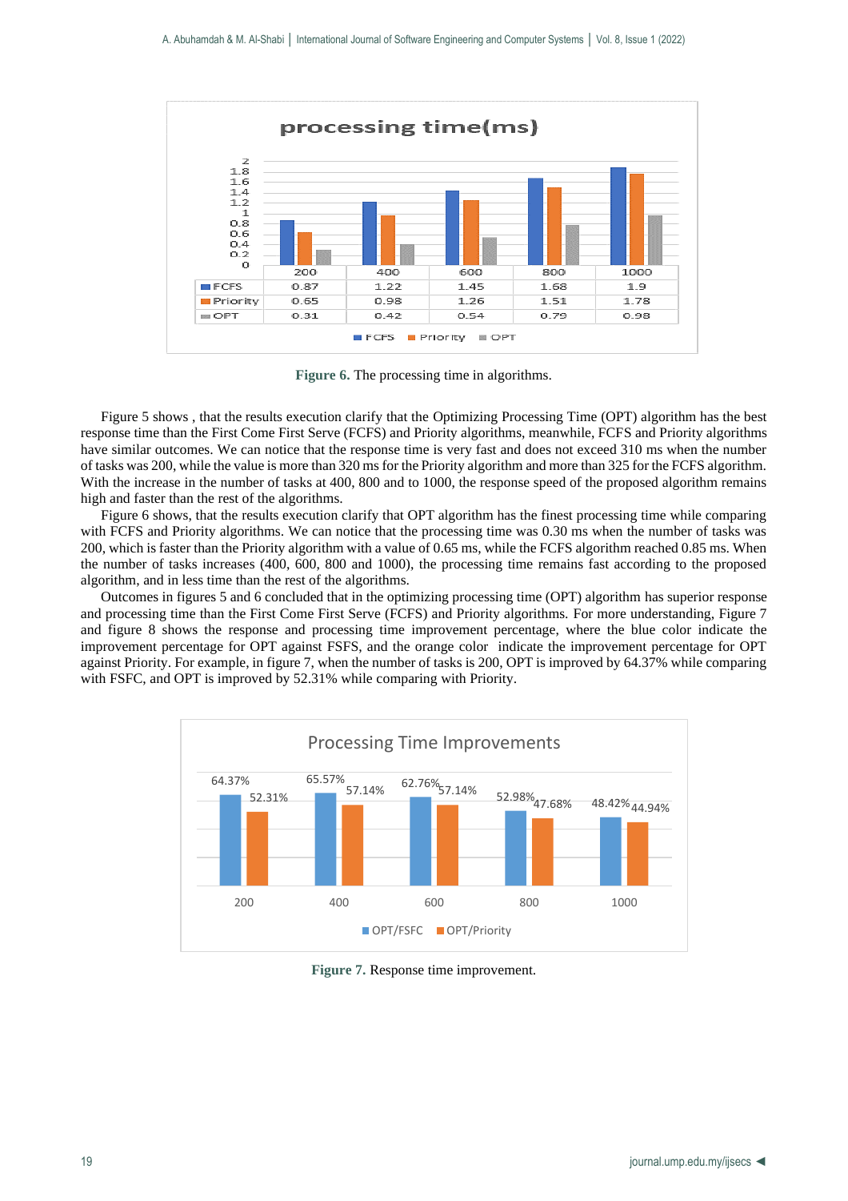| | 200 | 400 | 600 | 800 | 1000 |
|---|---|---|---|---|---|
| FCFS | 0.87 | 1.22 | 1.45 | 1.68 | 1.9 |
| Priority | 0.65 | 0.98 | 1.26 | 1.51 | 1.78 |
| OPT | 0.31 | 0.42 | 0.54 | 0.79 | 0.98 |

**Figure 6.** The processing time in algorithms.

Figure 5 shows , that the results execution clarify that the Optimizing Processing Time (OPT) algorithm has the best response time than the First Come First Serve (FCFS) and Priority algorithms, meanwhile, FCFS and Priority algorithms have similar outcomes. We can notice that the response time is very fast and does not exceed 310 ms when the number of tasks was 200, while the value is more than 320 ms for the Priority algorithm and more than 325 for the FCFS algorithm. With the increase in the number of tasks at 400, 800 and to 1000, the response speed of the proposed algorithm remains high and faster than the rest of the algorithms.

Figure 6 shows, that the results execution clarify that OPT algorithm has the finest processing time while comparing with FCFS and Priority algorithms. We can notice that the processing time was 0.30 ms when the number of tasks was 200, which is faster than the Priority algorithm with a value of 0.65 ms, while the FCFS algorithm reached 0.85 ms. When the number of tasks increases (400, 600, 800 and 1000), the processing time remains fast according to the proposed algorithm, and in less time than the rest of the algorithms.

Outcomes in figures 5 and 6 concluded that in the optimizing processing time (OPT) algorithm has superior response and processing time than the First Come First Serve (FCFS) and Priority algorithms. For more understanding, Figure 7 and figure 8 shows the response and processing time improvement percentage, where the blue color indicate the improvement percentage for OPT against FSFS, and the orange color indicate the improvement percentage for OPT against Priority. For example, in figure 7, when the number of tasks is 200, OPT is improved by 64.37% while comparing with FSFC, and OPT is improved by 52.31% while comparing with Priority.

**Processing Time Improvements**

| | 200 | 400 | 600 | 800 | 1000 |
|---|---|---|---|---|---|
| OPT/FSFC | 64.37% | 65.57% | 62.76% | 52.98% | 48.42% |
| OPT/Priority | 52.31% | 57.14% | 57.14% | 47.68% | 44.94% |

**Figure 7.** Response time improvement.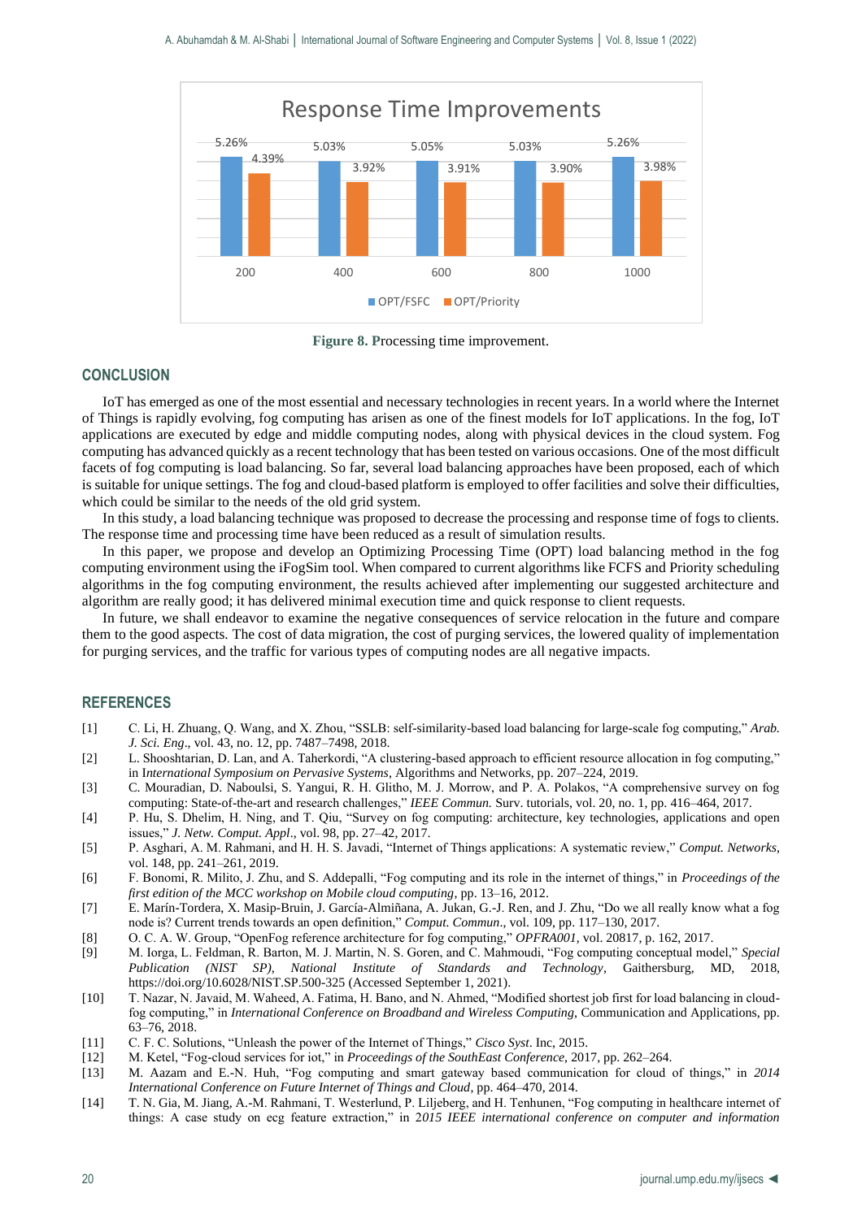**Figure 8.** Processing time improvement.

## CONCLUSION

IoT has emerged as one of the most essential and necessary technologies in recent years. In a world where the Internet of Things is rapidly evolving, fog computing has arisen as one of the finest models for IoT applications. In the fog, IoT applications are executed by edge and middle computing nodes, along with physical devices in the cloud system. Fog computing has advanced quickly as a recent technology that has been tested on various occasions. One of the most difficult facets of fog computing is load balancing. So far, several load balancing approaches have been proposed, each of which is suitable for unique settings. The fog and cloud-based platform is employed to offer facilities and solve their difficulties, which could be similar to the needs of the old grid system.

In this study, a load balancing technique was proposed to decrease the processing and response time of fogs to clients. The response time and processing time have been reduced as a result of simulation results.

In this paper, we propose and develop an Optimizing Processing Time (OPT) load balancing method in the fog computing environment using the iFogSim tool. When compared to current algorithms like FCFS and Priority scheduling algorithms in the fog computing environment, the results achieved after implementing our suggested architecture and algorithm are really good; it has delivered minimal execution time and quick response to client requests.

In future, we shall endeavor to examine the negative consequences of service relocation in the future and compare them to the good aspects. The cost of data migration, the cost of purging services, the lowered quality of implementation for purging services, and the traffic for various types of computing nodes are all negative impacts.

## REFERENCES

[1] C. Li, H. Zhuang, Q. Wang, and X. Zhou, "SSLB: self-similarity-based load balancing for large-scale fog computing," *Arab. J. Sci. Eng.*, vol. 43, no. 12, pp. 7487–7498, 2018.

[2] L. Shooshtarian, D. Lan, and A. Taherkordi, "A clustering-based approach to efficient resource allocation in fog computing," in *International Symposium on Pervasive Systems*, Algorithms and Networks, pp. 207–224, 2019.

[3] C. Mouradian, D. Naboulsi, S. Yangui, R. H. Glitho, M. J. Morrow, and P. A. Polakos, "A comprehensive survey on fog computing: State-of-the-art and research challenges," *IEEE Commun.* Surv. tutorials, vol. 20, no. 1, pp. 416–464, 2017.

[4] P. Hu, S. Dhelim, H. Ning, and T. Qiu, "Survey on fog computing: architecture, key technologies, applications and open issues," *J. Netw. Comput. Appl.*, vol. 98, pp. 27–42, 2017.

[5] P. Asghari, A. M. Rahmani, and H. H. S. Javadi, "Internet of Things applications: A systematic review," *Comput. Networks*, vol. 148, pp. 241–261, 2019.

[6] F. Bonomi, R. Milito, J. Zhu, and S. Addepalli, "Fog computing and its role in the internet of things," in *Proceedings of the first edition of the MCC workshop on Mobile cloud computing*, pp. 13–16, 2012.

[7] E. Marín-Tordera, X. Masip-Bruin, J. García-Almiñana, A. Jukan, G.-J. Ren, and J. Zhu, "Do we all really know what a fog node is? Current trends towards an open definition," *Comput. Commun.*, vol. 109, pp. 117–130, 2017.

[8] O. C. A. W. Group, "OpenFog reference architecture for fog computing," *OPFRA001*, vol. 20817, p. 162, 2017.

[9] M. Iorga, L. Feldman, R. Barton, M. J. Martin, N. S. Goren, and C. Mahmoudi, "Fog computing conceptual model," *Special Publication (NIST SP), National Institute of Standards and Technology*, Gaithersburg, MD, 2018, https://doi.org/10.6028/NIST.SP.500-325 (Accessed September 1, 2021).

[10] T. Nazar, N. Javaid, M. Waheed, A. Fatima, H. Bano, and N. Ahmed, "Modified shortest job first for load balancing in cloud-fog computing," in *International Conference on Broadband and Wireless Computing*, Communication and Applications, pp. 63–76, 2018.

[11] C. F. C. Solutions, "Unleash the power of the Internet of Things," *Cisco Syst*. Inc, 2015.

[12] M. Ketel, "Fog-cloud services for iot," in *Proceedings of the SouthEast Conference*, 2017, pp. 262–264.

[13] M. Aazam and E.-N. Huh, "Fog computing and smart gateway based communication for cloud of things," in *2014 International Conference on Future Internet of Things and Cloud*, pp. 464–470, 2014.

[14] T. N. Gia, M. Jiang, A.-M. Rahmani, T. Westerlund, P. Liljeberg, and H. Tenhunen, "Fog computing in healthcare internet of things: A case study on ecg feature extraction," in *2015 IEEE international conference on computer and information*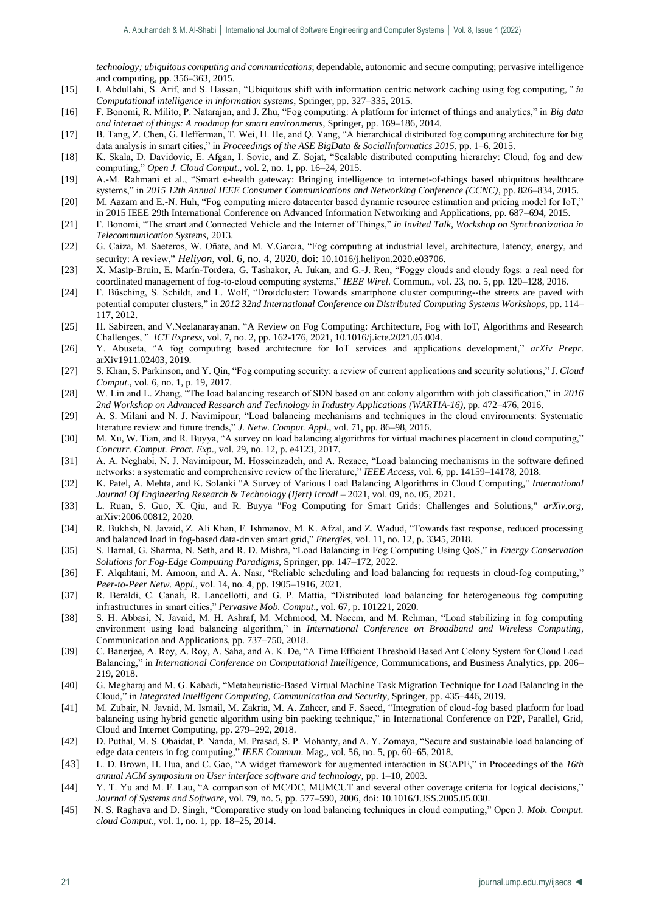*technology; ubiquitous computing and communications*; dependable, autonomic and secure computing; pervasive intelligence and computing, pp. 356–363, 2015.

[15] I. Abdullahi, S. Arif, and S. Hassan, "Ubiquitous shift with information centric network caching using fog computing*," in Computational intelligence in information systems*, Springer, pp. 327–335, 2015.

[16] F. Bonomi, R. Milito, P. Natarajan, and J. Zhu, "Fog computing: A platform for internet of things and analytics," in *Big data and internet of things: A roadmap for smart environments*, Springer, pp. 169–186, 2014.

[17] B. Tang, Z. Chen, G. Hefferman, T. Wei, H. He, and Q. Yang, "A hierarchical distributed fog computing architecture for big data analysis in smart cities," in *Proceedings of the ASE BigData & SocialInformatics 2015*, pp. 1–6, 2015.

[18] K. Skala, D. Davidovic, E. Afgan, I. Sovic, and Z. Sojat, "Scalable distributed computing hierarchy: Cloud, fog and dew computing," *Open J. Cloud Comput*., vol. 2, no. 1, pp. 16–24, 2015.

[19] A.-M. Rahmani et al., "Smart e-health gateway: Bringing intelligence to internet-of-things based ubiquitous healthcare systems," in *2015 12th Annual IEEE Consumer Communications and Networking Conference (CCNC)*, pp. 826–834, 2015.

[20] M. Aazam and E.-N. Huh, "Fog computing micro datacenter based dynamic resource estimation and pricing model for IoT," in 2015 IEEE 29th International Conference on Advanced Information Networking and Applications, pp. 687–694, 2015.

[21] F. Bonomi, "The smart and Connected Vehicle and the Internet of Things," *in Invited Talk, Workshop on Synchronization in Telecommunication Systems*, 2013.

[22] G. Caiza, M. Saeteros, W. Oñate, and M. V.Garcia, "Fog computing at industrial level, architecture, latency, energy, and security: A review," *Heliyon*, vol. 6, no. 4, 2020, doi: 10.1016/j.heliyon.2020.e03706.

[23] X. Masip-Bruin, E. Marín-Tordera, G. Tashakor, A. Jukan, and G.-J. Ren, "Foggy clouds and cloudy fogs: a real need for coordinated management of fog-to-cloud computing systems," *IEEE Wirel*. Commun., vol. 23, no. 5, pp. 120–128, 2016.

[24] F. Büsching, S. Schildt, and L. Wolf, "Droidcluster: Towards smartphone cluster computing--the streets are paved with potential computer clusters," in *2012 32nd International Conference on Distributed Computing Systems Workshops*, pp. 114–117, 2012.

[25] H. Sabireen, and V.Neelanarayanan, "A Review on Fog Computing: Architecture, Fog with IoT, Algorithms and Research Challenges, " *ICT Express*, vol. 7, no. 2, pp. 162-176, 2021, 10.1016/j.icte.2021.05.004.

[26] Y. Abuseta, "A fog computing based architecture for IoT services and applications development," *arXiv Prepr*. arXiv1911.02403, 2019.

[27] S. Khan, S. Parkinson, and Y. Qin, "Fog computing security: a review of current applications and security solutions," J. *Cloud Comput*., vol. 6, no. 1, p. 19, 2017.

[28] W. Lin and L. Zhang, "The load balancing research of SDN based on ant colony algorithm with job classification," in *2016 2nd Workshop on Advanced Research and Technology in Industry Applications (WARTIA-16)*, pp. 472–476, 2016.

[29] A. S. Milani and N. J. Navimipour, "Load balancing mechanisms and techniques in the cloud environments: Systematic literature review and future trends," *J. Netw. Comput. Appl*., vol. 71, pp. 86–98, 2016.

[30] M. Xu, W. Tian, and R. Buyya, "A survey on load balancing algorithms for virtual machines placement in cloud computing," *Concurr. Comput. Pract. Exp*., vol. 29, no. 12, p. e4123, 2017.

[31] A. A. Neghabi, N. J. Navimipour, M. Hosseinzadeh, and A. Rezaee, "Load balancing mechanisms in the software defined networks: a systematic and comprehensive review of the literature," *IEEE Access*, vol. 6, pp. 14159–14178, 2018.

[32] K. Patel, A. Mehta, and K. Solanki "A Survey of Various Load Balancing Algorithms in Cloud Computing," *International Journal Of Engineering Research & Technology (Ijert) Icradl* – 2021, vol. 09, no. 05, 2021.

[33] L. Ruan, S. Guo, X. Qiu, and R. Buyya "Fog Computing for Smart Grids: Challenges and Solutions," *arXiv.org*, arXiv:2006.00812, 2020.

[34] R. Bukhsh, N. Javaid, Z. Ali Khan, F. Ishmanov, M. K. Afzal, and Z. Wadud, "Towards fast response, reduced processing and balanced load in fog-based data-driven smart grid," *Energies*, vol. 11, no. 12, p. 3345, 2018.

[35] S. Harnal, G. Sharma, N. Seth, and R. D. Mishra, "Load Balancing in Fog Computing Using QoS," in *Energy Conservation Solutions for Fog-Edge Computing Paradigms*, Springer, pp. 147–172, 2022.

[36] F. Alqahtani, M. Amoon, and A. A. Nasr, "Reliable scheduling and load balancing for requests in cloud-fog computing," *Peer-to-Peer Netw. Appl.*, vol. 14, no. 4, pp. 1905–1916, 2021.

[37] R. Beraldi, C. Canali, R. Lancellotti, and G. P. Mattia, "Distributed load balancing for heterogeneous fog computing infrastructures in smart cities," *Pervasive Mob. Comput*., vol. 67, p. 101221, 2020.

[38] S. H. Abbasi, N. Javaid, M. H. Ashraf, M. Mehmood, M. Naeem, and M. Rehman, "Load stabilizing in fog computing environment using load balancing algorithm," in *International Conference on Broadband and Wireless Computing*, Communication and Applications, pp. 737–750, 2018.

[39] C. Banerjee, A. Roy, A. Roy, A. Saha, and A. K. De, "A Time Efficient Threshold Based Ant Colony System for Cloud Load Balancing," in *International Conference on Computational Intelligence*, Communications, and Business Analytics, pp. 206–219, 2018.

[40] G. Megharaj and M. G. Kabadi, "Metaheuristic-Based Virtual Machine Task Migration Technique for Load Balancing in the Cloud," in *Integrated Intelligent Computing, Communication and Security*, Springer, pp. 435–446, 2019.

[41] M. Zubair, N. Javaid, M. Ismail, M. Zakria, M. A. Zaheer, and F. Saeed, "Integration of cloud-fog based platform for load balancing using hybrid genetic algorithm using bin packing technique," in International Conference on P2P, Parallel, Grid, Cloud and Internet Computing, pp. 279–292, 2018.

[42] D. Puthal, M. S. Obaidat, P. Nanda, M. Prasad, S. P. Mohanty, and A. Y. Zomaya, "Secure and sustainable load balancing of edge data centers in fog computing," *IEEE Commun*. Mag., vol. 56, no. 5, pp. 60–65, 2018.

[43] L. D. Brown, H. Hua, and C. Gao, "A widget framework for augmented interaction in SCAPE," in Proceedings of the *16th annual ACM symposium on User interface software and technology*, pp. 1–10, 2003.

[44] Y. T. Yu and M. F. Lau, "A comparison of MC/DC, MUMCUT and several other coverage criteria for logical decisions," *Journal of Systems and Software*, vol. 79, no. 5, pp. 577–590, 2006, doi: 10.1016/J.JSS.2005.05.030.

[45] N. S. Raghava and D. Singh, "Comparative study on load balancing techniques in cloud computing," Open J. *Mob. Comput. cloud Comput*., vol. 1, no. 1, pp. 18–25, 2014.